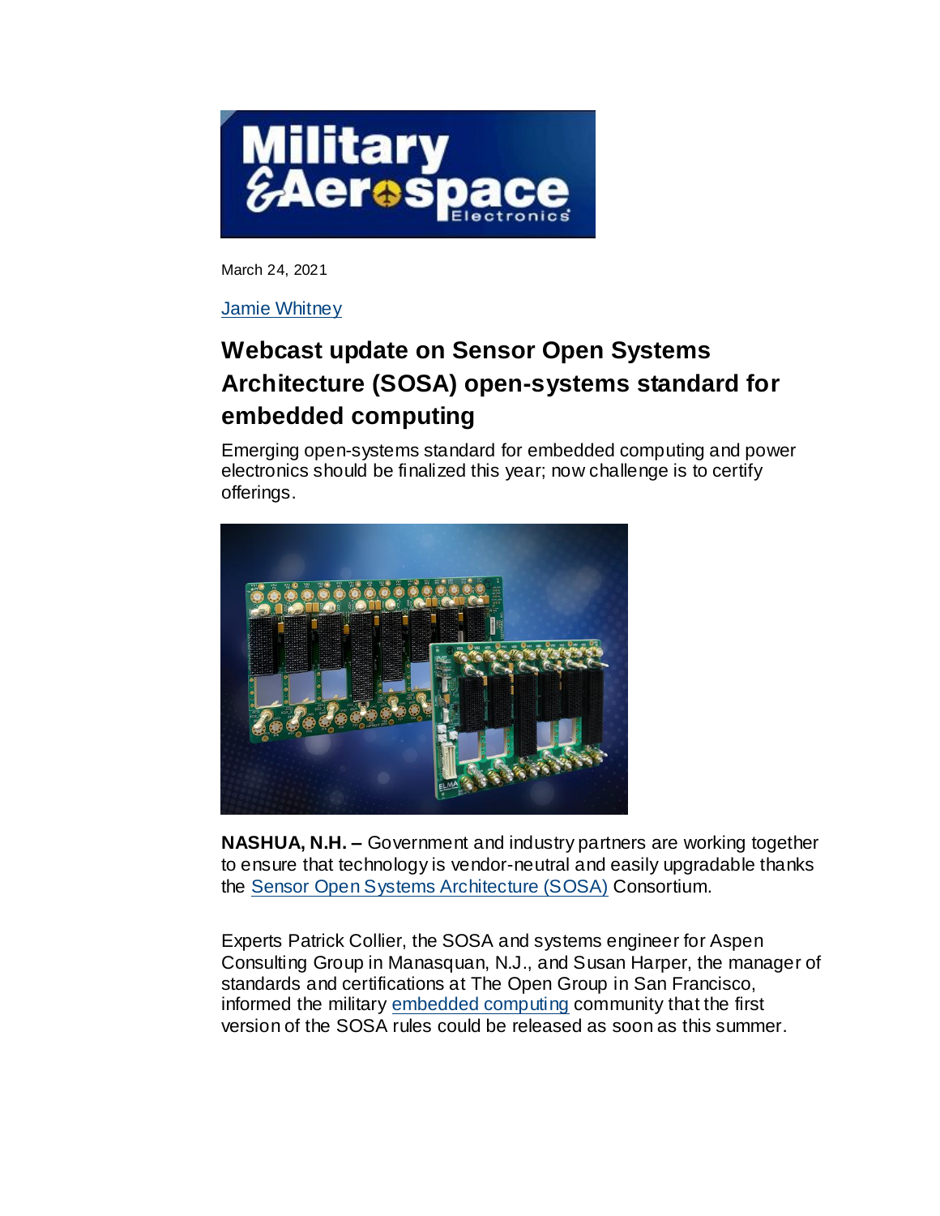March 24, 2021

Jamie Whitney

# Webcast update on Sensor Open Systems Architecture (SOSA) open-systems standard for embedded computing

Emerging open-systems standard for embedded computing and power electronics should be finalized this year; now challenge is to certify offerings.

**NASHUA, N.H. –** Government and industry partners are working together to ensure that technology is vendor-neutral and easily upgradable thanks the Sensor Open Systems Architecture (SOSA) Consortium.

Experts Patrick Collier, the SOSA and systems engineer for Aspen Consulting Group in Manasquan, N.J., and Susan Harper, the manager of standards and certifications at The Open Group in San Francisco, informed the military embedded computing community that the first version of the SOSA rules could be released as soon as this summer.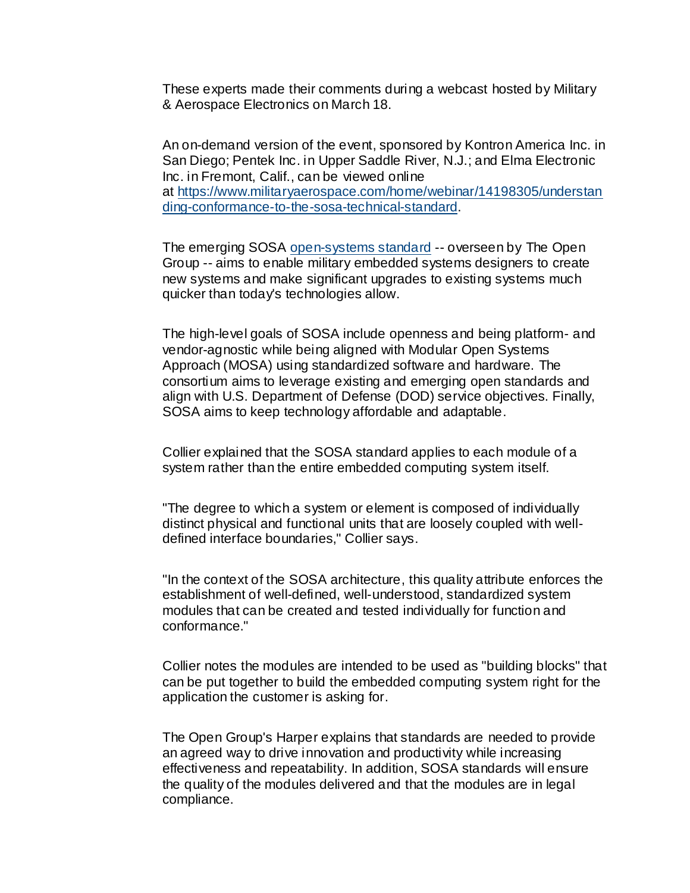These experts made their comments during a webcast hosted by Military & Aerospace Electronics on March 18.

An on-demand version of the event, sponsored by Kontron America Inc. in San Diego; Pentek Inc. in Upper Saddle River, N.J.; and Elma Electronic Inc. in Fremont, Calif., can be viewed online at [https://www.militaryaerospace.com/home/webinar/14198305/understanding-conformance-to-the-sosa-technical-standard](https://www.militaryaerospace.com/home/webinar/14198305/understanding-conformance-to-the-sosa-technical-standard).

The emerging SOSA open-systems standard -- overseen by The Open Group -- aims to enable military embedded systems designers to create new systems and make significant upgrades to existing systems much quicker than today's technologies allow.

The high-level goals of SOSA include openness and being platform- and vendor-agnostic while being aligned with Modular Open Systems Approach (MOSA) using standardized software and hardware. The consortium aims to leverage existing and emerging open standards and align with U.S. Department of Defense (DOD) service objectives. Finally, SOSA aims to keep technology affordable and adaptable.

Collier explained that the SOSA standard applies to each module of a system rather than the entire embedded computing system itself.

"The degree to which a system or element is composed of individually distinct physical and functional units that are loosely coupled with well-defined interface boundaries," Collier says.

"In the context of the SOSA architecture, this quality attribute enforces the establishment of well-defined, well-understood, standardized system modules that can be created and tested individually for function and conformance."

Collier notes the modules are intended to be used as "building blocks" that can be put together to build the embedded computing system right for the application the customer is asking for.

The Open Group's Harper explains that standards are needed to provide an agreed way to drive innovation and productivity while increasing effectiveness and repeatability. In addition, SOSA standards will ensure the quality of the modules delivered and that the modules are in legal compliance.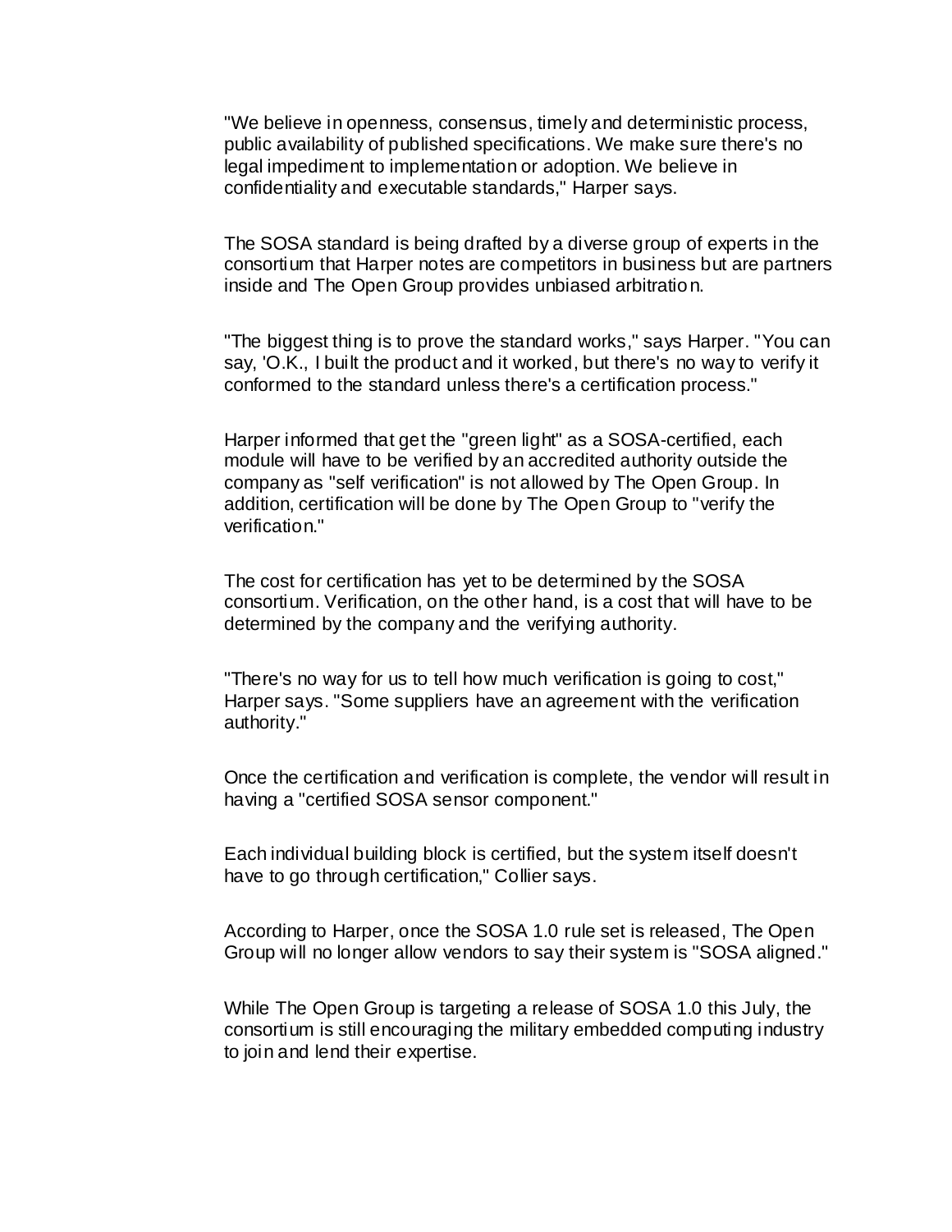"We believe in openness, consensus, timely and deterministic process, public availability of published specifications. We make sure there's no legal impediment to implementation or adoption. We believe in confidentiality and executable standards," Harper says.

The SOSA standard is being drafted by a diverse group of experts in the consortium that Harper notes are competitors in business but are partners inside and The Open Group provides unbiased arbitration.

"The biggest thing is to prove the standard works," says Harper. "You can say, 'O.K., I built the product and it worked, but there's no way to verify it conformed to the standard unless there's a certification process."

Harper informed that get the "green light" as a SOSA-certified, each module will have to be verified by an accredited authority outside the company as "self verification" is not allowed by The Open Group. In addition, certification will be done by The Open Group to "verify the verification."

The cost for certification has yet to be determined by the SOSA consortium. Verification, on the other hand, is a cost that will have to be determined by the company and the verifying authority.

"There's no way for us to tell how much verification is going to cost," Harper says. "Some suppliers have an agreement with the verification authority."

Once the certification and verification is complete, the vendor will result in having a "certified SOSA sensor component."

Each individual building block is certified, but the system itself doesn't have to go through certification," Collier says.

According to Harper, once the SOSA 1.0 rule set is released, The Open Group will no longer allow vendors to say their system is "SOSA aligned."

While The Open Group is targeting a release of SOSA 1.0 this July, the consortium is still encouraging the military embedded computing industry to join and lend their expertise.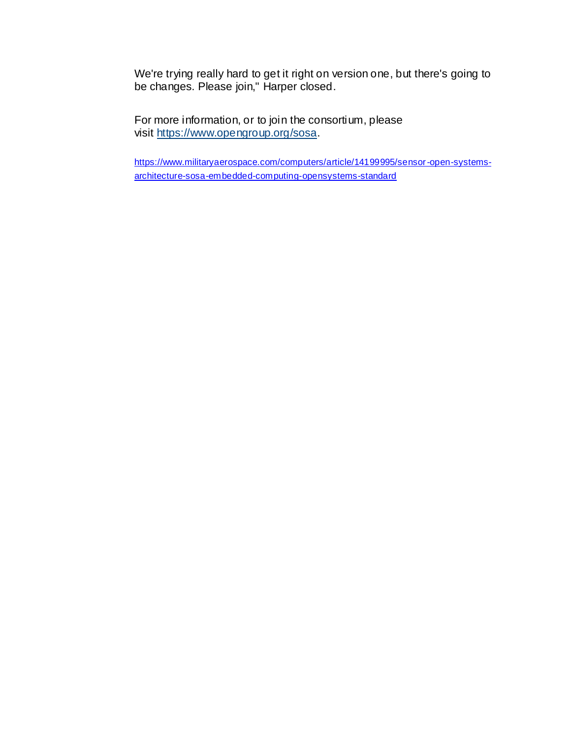We're trying really hard to get it right on version one, but there's going to be changes. Please join," Harper closed.

For more information, or to join the consortium, please visit [https://www.opengroup.org/sosa](https://www.opengroup.org/sosa).

[https://www.militaryaerospace.com/computers/article/14199995/sensor-open-systems-architecture-sosa-embedded-computing-opensystems-standard](https://www.militaryaerospace.com/computers/article/14199995/sensor-open-systems-architecture-sosa-embedded-computing-opensystems-standard)